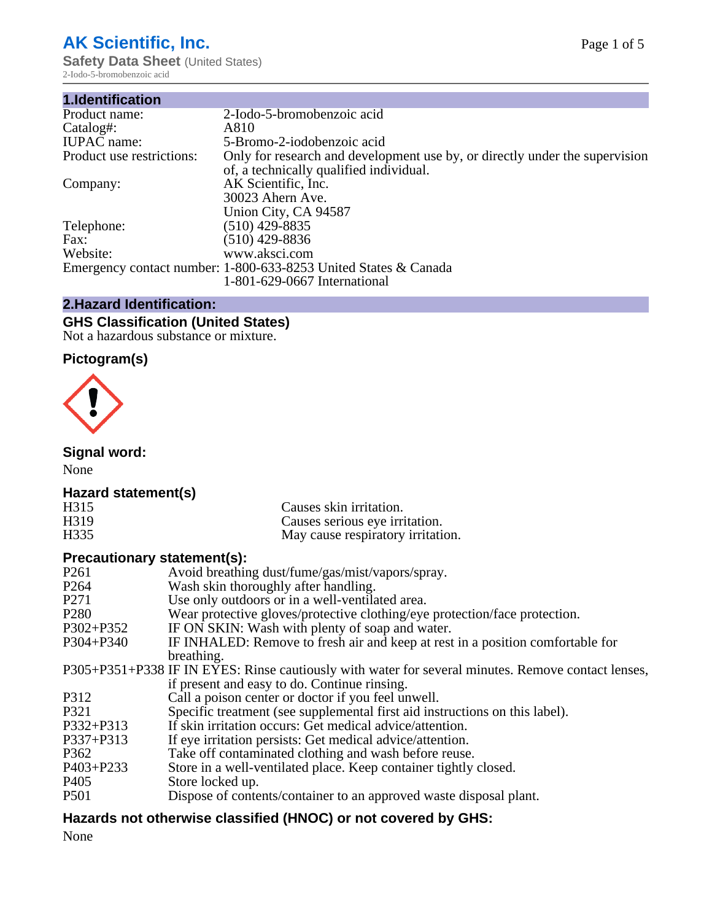# AK Scientific, Inc.

**Safety Data Sheet** (United States)
2-Iodo-5-bromobenzoic acid

## 1.Identification

| | |
|---|---|
| Product name: | 2-Iodo-5-bromobenzoic acid |
| Catalog#: | A810 |
| IUPAC name: | 5-Bromo-2-iodobenzoic acid |
| Product use restrictions: | Only for research and development use by, or directly under the supervision of, a technically qualified individual. |
| Company: | AK Scientific, Inc.<br>30023 Ahern Ave.<br>Union City, CA 94587 |
| Telephone: | (510) 429-8835 |
| Fax: | (510) 429-8836 |
| Website: | www.aksci.com |
| Emergency contact number: | 1-800-633-8253 United States & Canada<br>1-801-629-0667 International |

## 2.Hazard Identification:

### GHS Classification (United States)

Not a hazardous substance or mixture.

### Pictogram(s)

### Signal word:

None

### Hazard statement(s)

| | |
|---|---|
| H315 | Causes skin irritation. |
| H319 | Causes serious eye irritation. |
| H335 | May cause respiratory irritation. |

### Precautionary statement(s):

| | |
|---|---|
| P261 | Avoid breathing dust/fume/gas/mist/vapors/spray. |
| P264 | Wash skin thoroughly after handling. |
| P271 | Use only outdoors or in a well-ventilated area. |
| P280 | Wear protective gloves/protective clothing/eye protection/face protection. |
| P302+P352 | IF ON SKIN: Wash with plenty of soap and water. |
| P304+P340 | IF INHALED: Remove to fresh air and keep at rest in a position comfortable for breathing. |
| P305+P351+P338 | IF IN EYES: Rinse cautiously with water for several minutes. Remove contact lenses, if present and easy to do. Continue rinsing. |
| P312 | Call a poison center or doctor if you feel unwell. |
| P321 | Specific treatment (see supplemental first aid instructions on this label). |
| P332+P313 | If skin irritation occurs: Get medical advice/attention. |
| P337+P313 | If eye irritation persists: Get medical advice/attention. |
| P362 | Take off contaminated clothing and wash before reuse. |
| P403+P233 | Store in a well-ventilated place. Keep container tightly closed. |
| P405 | Store locked up. |
| P501 | Dispose of contents/container to an approved waste disposal plant. |

### Hazards not otherwise classified (HNOC) or not covered by GHS:

None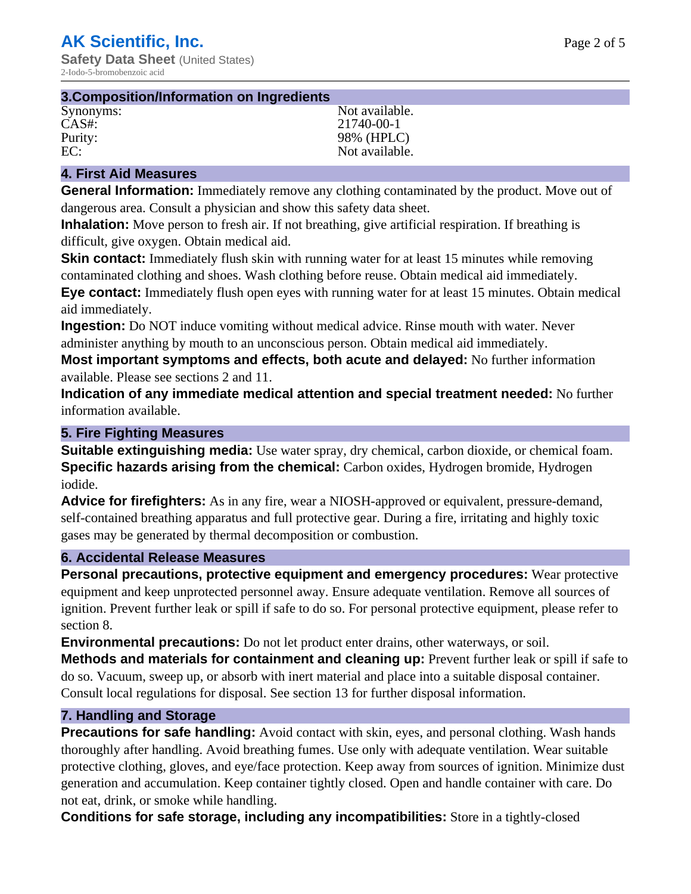## 3.Composition/Information on Ingredients

| | |
|---|---|
| Synonyms: | Not available. |
| CAS#: | 21740-00-1 |
| Purity: | 98% (HPLC) |
| EC: | Not available. |

## 4. First Aid Measures

**General Information:** Immediately remove any clothing contaminated by the product. Move out of dangerous area. Consult a physician and show this safety data sheet.

**Inhalation:** Move person to fresh air. If not breathing, give artificial respiration. If breathing is difficult, give oxygen. Obtain medical aid.

**Skin contact:** Immediately flush skin with running water for at least 15 minutes while removing contaminated clothing and shoes. Wash clothing before reuse. Obtain medical aid immediately.

**Eye contact:** Immediately flush open eyes with running water for at least 15 minutes. Obtain medical aid immediately.

**Ingestion:** Do NOT induce vomiting without medical advice. Rinse mouth with water. Never administer anything by mouth to an unconscious person. Obtain medical aid immediately.

**Most important symptoms and effects, both acute and delayed:** No further information available. Please see sections 2 and 11.

**Indication of any immediate medical attention and special treatment needed:** No further information available.

## 5. Fire Fighting Measures

**Suitable extinguishing media:** Use water spray, dry chemical, carbon dioxide, or chemical foam.

**Specific hazards arising from the chemical:** Carbon oxides, Hydrogen bromide, Hydrogen iodide.

**Advice for firefighters:** As in any fire, wear a NIOSH-approved or equivalent, pressure-demand, self-contained breathing apparatus and full protective gear. During a fire, irritating and highly toxic gases may be generated by thermal decomposition or combustion.

## 6. Accidental Release Measures

**Personal precautions, protective equipment and emergency procedures:** Wear protective equipment and keep unprotected personnel away. Ensure adequate ventilation. Remove all sources of ignition. Prevent further leak or spill if safe to do so. For personal protective equipment, please refer to section 8.

**Environmental precautions:** Do not let product enter drains, other waterways, or soil.

**Methods and materials for containment and cleaning up:** Prevent further leak or spill if safe to do so. Vacuum, sweep up, or absorb with inert material and place into a suitable disposal container. Consult local regulations for disposal. See section 13 for further disposal information.

## 7. Handling and Storage

**Precautions for safe handling:** Avoid contact with skin, eyes, and personal clothing. Wash hands thoroughly after handling. Avoid breathing fumes. Use only with adequate ventilation. Wear suitable protective clothing, gloves, and eye/face protection. Keep away from sources of ignition. Minimize dust generation and accumulation. Keep container tightly closed. Open and handle container with care. Do not eat, drink, or smoke while handling.

**Conditions for safe storage, including any incompatibilities:** Store in a tightly-closed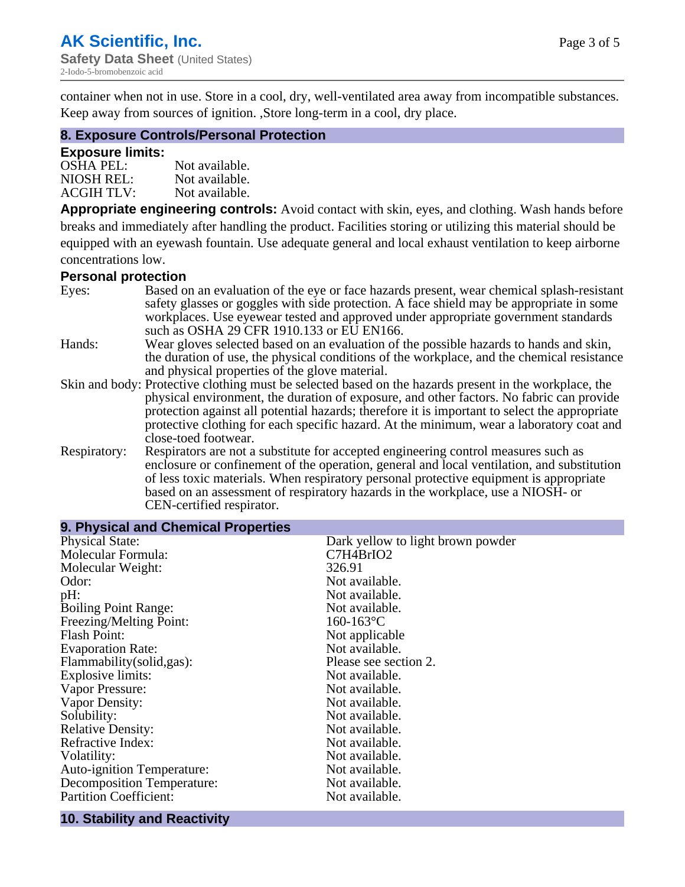container when not in use. Store in a cool, dry, well-ventilated area away from incompatible substances. Keep away from sources of ignition. ,Store long-term in a cool, dry place.

## 8. Exposure Controls/Personal Protection

### Exposure limits:

| | |
|---|---|
| OSHA PEL: | Not available. |
| NIOSH REL: | Not available. |
| ACGIH TLV: | Not available. |

**Appropriate engineering controls:** Avoid contact with skin, eyes, and clothing. Wash hands before breaks and immediately after handling the product. Facilities storing or utilizing this material should be equipped with an eyewash fountain. Use adequate general and local exhaust ventilation to keep airborne concentrations low.

### Personal protection

| | |
|---|---|
| Eyes: | Based on an evaluation of the eye or face hazards present, wear chemical splash-resistant safety glasses or goggles with side protection. A face shield may be appropriate in some workplaces. Use eyewear tested and approved under appropriate government standards such as OSHA 29 CFR 1910.133 or EU EN166. |
| Hands: | Wear gloves selected based on an evaluation of the possible hazards to hands and skin, the duration of use, the physical conditions of the workplace, and the chemical resistance and physical properties of the glove material. |
| Skin and body: | Protective clothing must be selected based on the hazards present in the workplace, the physical environment, the duration of exposure, and other factors. No fabric can provide protection against all potential hazards; therefore it is important to select the appropriate protective clothing for each specific hazard. At the minimum, wear a laboratory coat and close-toed footwear. |
| Respiratory: | Respirators are not a substitute for accepted engineering control measures such as enclosure or confinement of the operation, general and local ventilation, and substitution of less toxic materials. When respiratory personal protective equipment is appropriate based on an assessment of respiratory hazards in the workplace, use a NIOSH- or CEN-certified respirator. |

## 9. Physical and Chemical Properties

| | |
|---|---|
| Physical State: | Dark yellow to light brown powder |
| Molecular Formula: | C7H4BrIO2 |
| Molecular Weight: | 326.91 |
| Odor: | Not available. |
| pH: | Not available. |
| Boiling Point Range: | Not available. |
| Freezing/Melting Point: | 160-163°C |
| Flash Point: | Not applicable |
| Evaporation Rate: | Not available. |
| Flammability(solid,gas): | Please see section 2. |
| Explosive limits: | Not available. |
| Vapor Pressure: | Not available. |
| Vapor Density: | Not available. |
| Solubility: | Not available. |
| Relative Density: | Not available. |
| Refractive Index: | Not available. |
| Volatility: | Not available. |
| Auto-ignition Temperature: | Not available. |
| Decomposition Temperature: | Not available. |
| Partition Coefficient: | Not available. |

## 10. Stability and Reactivity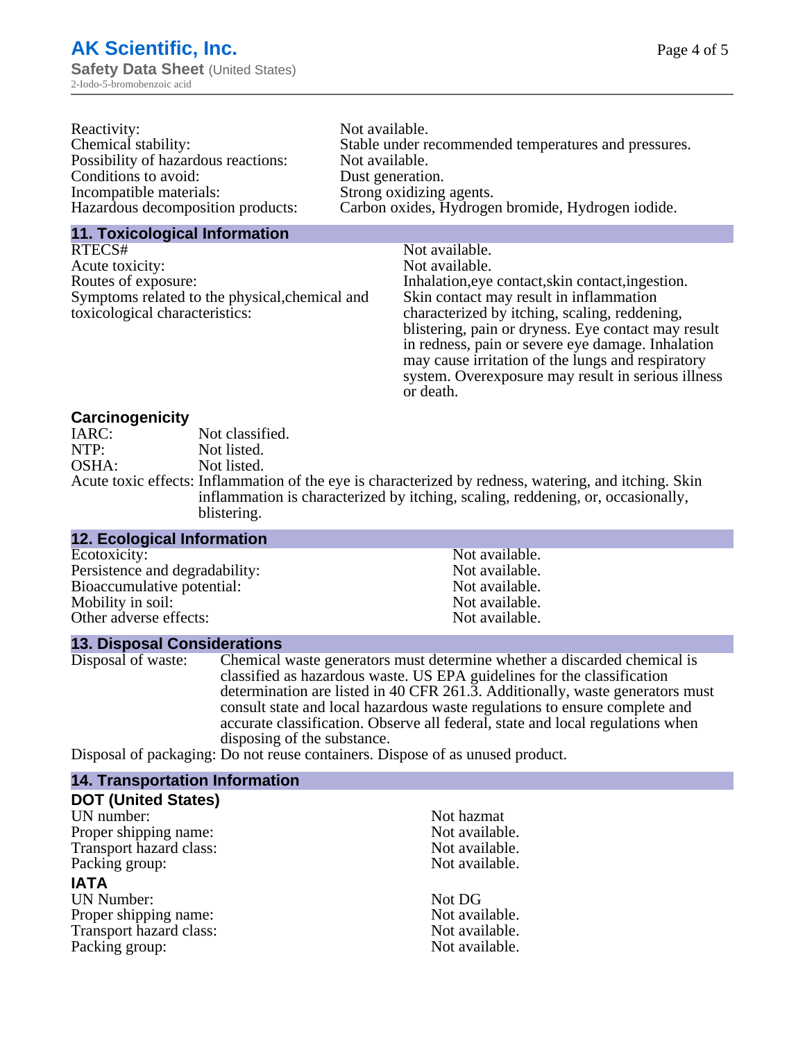| | |
|---|---|
| Reactivity: | Not available. |
| Chemical stability: | Stable under recommended temperatures and pressures. |
| Possibility of hazardous reactions: | Not available. |
| Conditions to avoid: | Dust generation. |
| Incompatible materials: | Strong oxidizing agents. |
| Hazardous decomposition products: | Carbon oxides, Hydrogen bromide, Hydrogen iodide. |

## 11. Toxicological Information

| | |
|---|---|
| RTECS# | Not available. |
| Acute toxicity: | Not available. |
| Routes of exposure: | Inhalation,eye contact,skin contact,ingestion. |
| Symptoms related to the physical,chemical and toxicological characteristics: | Skin contact may result in inflammation characterized by itching, scaling, reddening, blistering, pain or dryness. Eye contact may result in redness, pain or severe eye damage. Inhalation may cause irritation of the lungs and respiratory system. Overexposure may result in serious illness or death. |

### Carcinogenicity

| | |
|---|---|
| IARC: | Not classified. |
| NTP: | Not listed. |
| OSHA: | Not listed. |
| Acute toxic effects: | Inflammation of the eye is characterized by redness, watering, and itching. Skin inflammation is characterized by itching, scaling, reddening, or, occasionally, blistering. |

## 12. Ecological Information

| | |
|---|---|
| Ecotoxicity: | Not available. |
| Persistence and degradability: | Not available. |
| Bioaccumulative potential: | Not available. |
| Mobility in soil: | Not available. |
| Other adverse effects: | Not available. |

## 13. Disposal Considerations

| | |
|---|---|
| Disposal of waste: | Chemical waste generators must determine whether a discarded chemical is classified as hazardous waste. US EPA guidelines for the classification determination are listed in 40 CFR 261.3. Additionally, waste generators must consult state and local hazardous waste regulations to ensure complete and accurate classification. Observe all federal, state and local regulations when disposing of the substance. |
| Disposal of packaging: | Do not reuse containers. Dispose of as unused product. |

## 14. Transportation Information

### DOT (United States)

| | |
|---|---|
| UN number: | Not hazmat |
| Proper shipping name: | Not available. |
| Transport hazard class: | Not available. |
| Packing group: | Not available. |

### IATA

| | |
|---|---|
| UN Number: | Not DG |
| Proper shipping name: | Not available. |
| Transport hazard class: | Not available. |
| Packing group: | Not available. |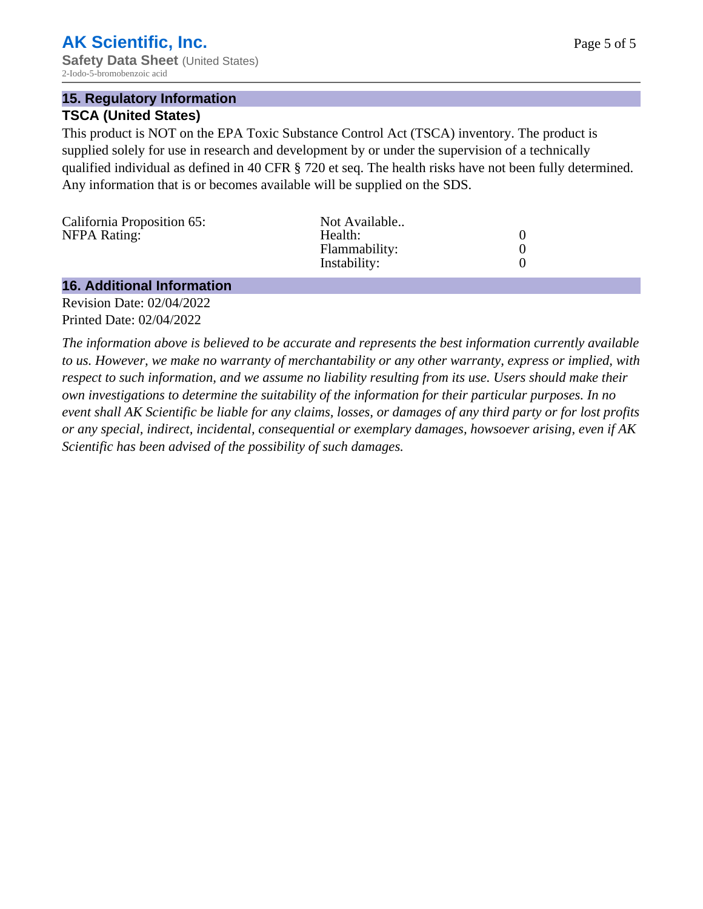## 15. Regulatory Information

### TSCA (United States)

This product is NOT on the EPA Toxic Substance Control Act (TSCA) inventory. The product is supplied solely for use in research and development by or under the supervision of a technically qualified individual as defined in 40 CFR § 720 et seq. The health risks have not been fully determined. Any information that is or becomes available will be supplied on the SDS.

| | | |
|---|---|---|
| California Proposition 65: | Not Available.. | |
| NFPA Rating: | Health: | 0 |
| | Flammability: | 0 |
| | Instability: | 0 |

## 16. Additional Information

Revision Date: 02/04/2022
Printed Date: 02/04/2022

*The information above is believed to be accurate and represents the best information currently available to us. However, we make no warranty of merchantability or any other warranty, express or implied, with respect to such information, and we assume no liability resulting from its use. Users should make their own investigations to determine the suitability of the information for their particular purposes. In no event shall AK Scientific be liable for any claims, losses, or damages of any third party or for lost profits or any special, indirect, incidental, consequential or exemplary damages, howsoever arising, even if AK Scientific has been advised of the possibility of such damages.*